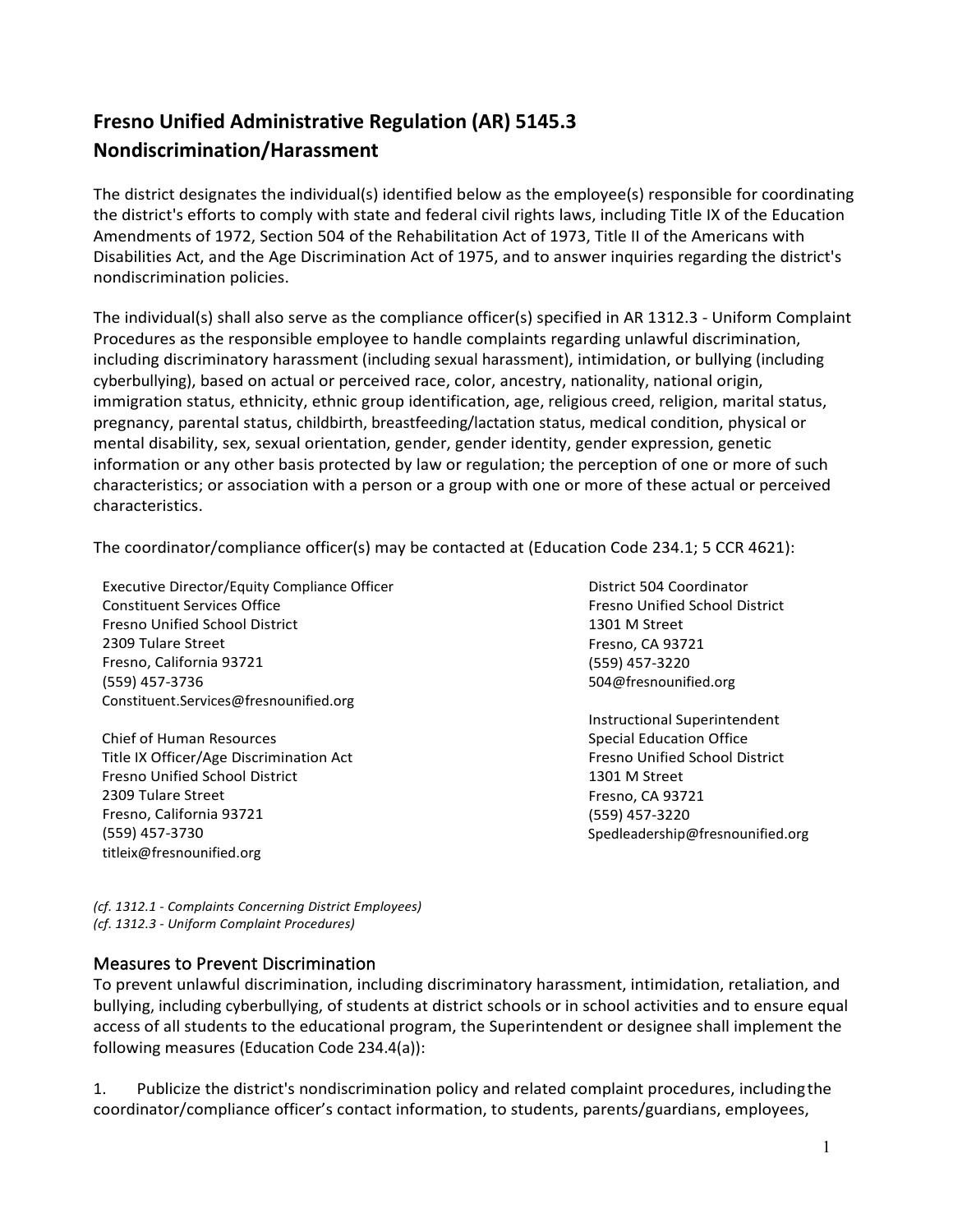# Fresno Unified Administrative Regulation (AR) 5145.3
# Nondiscrimination/Harassment

The district designates the individual(s) identified below as the employee(s) responsible for coordinating the district's efforts to comply with state and federal civil rights laws, including Title IX of the Education Amendments of 1972, Section 504 of the Rehabilitation Act of 1973, Title II of the Americans with Disabilities Act, and the Age Discrimination Act of 1975, and to answer inquiries regarding the district's nondiscrimination policies.

The individual(s) shall also serve as the compliance officer(s) specified in AR 1312.3 - Uniform Complaint Procedures as the responsible employee to handle complaints regarding unlawful discrimination, including discriminatory harassment (including sexual harassment), intimidation, or bullying (including cyberbullying), based on actual or perceived race, color, ancestry, nationality, national origin, immigration status, ethnicity, ethnic group identification, age, religious creed, religion, marital status, pregnancy, parental status, childbirth, breastfeeding/lactation status, medical condition, physical or mental disability, sex, sexual orientation, gender, gender identity, gender expression, genetic information or any other basis protected by law or regulation; the perception of one or more of such characteristics; or association with a person or a group with one or more of these actual or perceived characteristics.

The coordinator/compliance officer(s) may be contacted at (Education Code 234.1; 5 CCR 4621):

Executive Director/Equity Compliance Officer
Constituent Services Office
Fresno Unified School District
2309 Tulare Street
Fresno, California 93721
(559) 457-3736
Constituent.Services@fresnounified.org

Chief of Human Resources
Title IX Officer/Age Discrimination Act
Fresno Unified School District
2309 Tulare Street
Fresno, California 93721
(559) 457-3730
titleix@fresnounified.org

District 504 Coordinator
Fresno Unified School District
1301 M Street
Fresno, CA 93721
(559) 457-3220
504@fresnounified.org

Instructional Superintendent
Special Education Office
Fresno Unified School District
1301 M Street
Fresno, CA 93721
(559) 457-3220
Spedleadership@fresnounified.org

*(cf. 1312.1 - Complaints Concerning District Employees)*
*(cf. 1312.3 - Uniform Complaint Procedures)*

## Measures to Prevent Discrimination

To prevent unlawful discrimination, including discriminatory harassment, intimidation, retaliation, and bullying, including cyberbullying, of students at district schools or in school activities and to ensure equal access of all students to the educational program, the Superintendent or designee shall implement the following measures (Education Code 234.4(a)):

1. Publicize the district's nondiscrimination policy and related complaint procedures, including the coordinator/compliance officer's contact information, to students, parents/guardians, employees,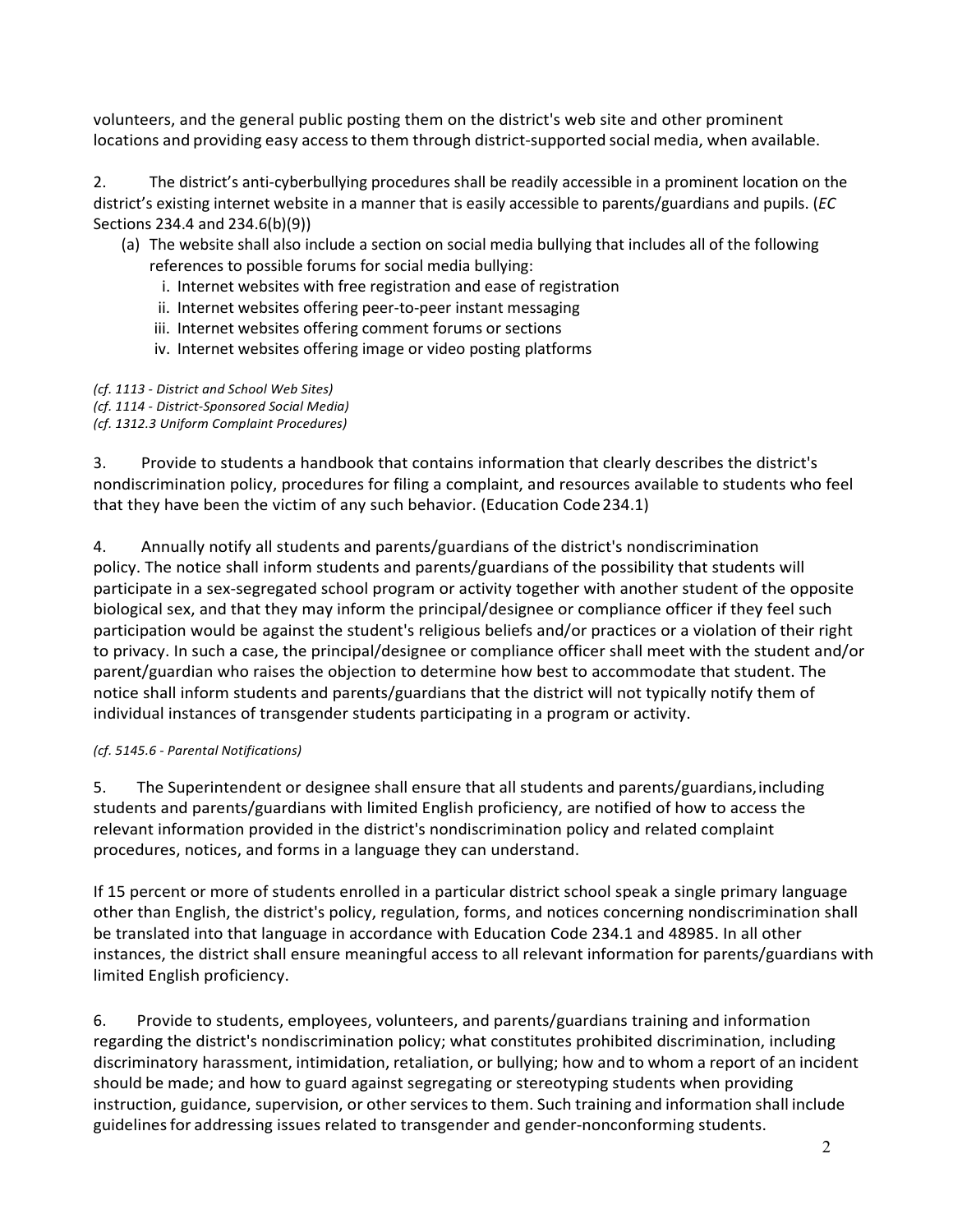volunteers, and the general public posting them on the district's web site and other prominent locations and providing easy access to them through district-supported social media, when available.

2. The district's anti-cyberbullying procedures shall be readily accessible in a prominent location on the district's existing internet website in a manner that is easily accessible to parents/guardians and pupils. (*EC* Sections 234.4 and 234.6(b)(9))

   (a) The website shall also include a section on social media bullying that includes all of the following references to possible forums for social media bullying:
      i. Internet websites with free registration and ease of registration
      ii. Internet websites offering peer-to-peer instant messaging
      iii. Internet websites offering comment forums or sections
      iv. Internet websites offering image or video posting platforms

*(cf. 1113 - District and School Web Sites)*
*(cf. 1114 - District-Sponsored Social Media)*
*(cf. 1312.3 Uniform Complaint Procedures)*

3. Provide to students a handbook that contains information that clearly describes the district's nondiscrimination policy, procedures for filing a complaint, and resources available to students who feel that they have been the victim of any such behavior. (Education Code 234.1)

4. Annually notify all students and parents/guardians of the district's nondiscrimination policy. The notice shall inform students and parents/guardians of the possibility that students will participate in a sex-segregated school program or activity together with another student of the opposite biological sex, and that they may inform the principal/designee or compliance officer if they feel such participation would be against the student's religious beliefs and/or practices or a violation of their right to privacy. In such a case, the principal/designee or compliance officer shall meet with the student and/or parent/guardian who raises the objection to determine how best to accommodate that student. The notice shall inform students and parents/guardians that the district will not typically notify them of individual instances of transgender students participating in a program or activity.

*(cf. 5145.6 - Parental Notifications)*

5. The Superintendent or designee shall ensure that all students and parents/guardians, including students and parents/guardians with limited English proficiency, are notified of how to access the relevant information provided in the district's nondiscrimination policy and related complaint procedures, notices, and forms in a language they can understand.

If 15 percent or more of students enrolled in a particular district school speak a single primary language other than English, the district's policy, regulation, forms, and notices concerning nondiscrimination shall be translated into that language in accordance with Education Code 234.1 and 48985. In all other instances, the district shall ensure meaningful access to all relevant information for parents/guardians with limited English proficiency.

6. Provide to students, employees, volunteers, and parents/guardians training and information regarding the district's nondiscrimination policy; what constitutes prohibited discrimination, including discriminatory harassment, intimidation, retaliation, or bullying; how and to whom a report of an incident should be made; and how to guard against segregating or stereotyping students when providing instruction, guidance, supervision, or other services to them. Such training and information shall include guidelines for addressing issues related to transgender and gender-nonconforming students.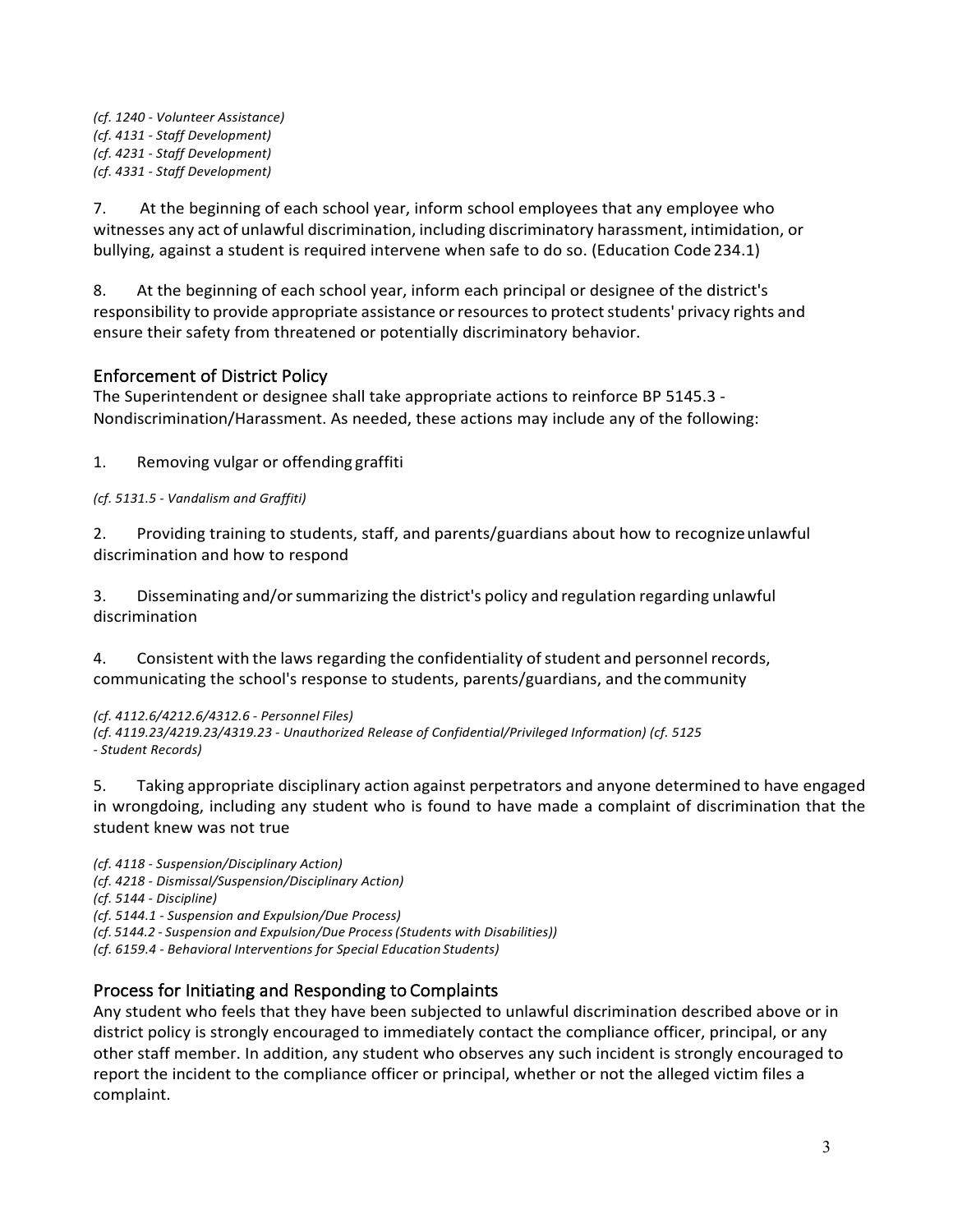*(cf. 1240 - Volunteer Assistance)*
*(cf. 4131 - Staff Development)*
*(cf. 4231 - Staff Development)*
*(cf. 4331 - Staff Development)*

7. At the beginning of each school year, inform school employees that any employee who witnesses any act of unlawful discrimination, including discriminatory harassment, intimidation, or bullying, against a student is required intervene when safe to do so. (Education Code 234.1)

8. At the beginning of each school year, inform each principal or designee of the district's responsibility to provide appropriate assistance or resources to protect students' privacy rights and ensure their safety from threatened or potentially discriminatory behavior.

## Enforcement of District Policy

The Superintendent or designee shall take appropriate actions to reinforce BP 5145.3 - Nondiscrimination/Harassment. As needed, these actions may include any of the following:

1. Removing vulgar or offending graffiti

*(cf. 5131.5 - Vandalism and Graffiti)*

2. Providing training to students, staff, and parents/guardians about how to recognize unlawful discrimination and how to respond

3. Disseminating and/or summarizing the district's policy and regulation regarding unlawful discrimination

4. Consistent with the laws regarding the confidentiality of student and personnel records, communicating the school's response to students, parents/guardians, and the community

*(cf. 4112.6/4212.6/4312.6 - Personnel Files)*
*(cf. 4119.23/4219.23/4319.23 - Unauthorized Release of Confidential/Privileged Information) (cf. 5125 - Student Records)*

5. Taking appropriate disciplinary action against perpetrators and anyone determined to have engaged in wrongdoing, including any student who is found to have made a complaint of discrimination that the student knew was not true

*(cf. 4118 - Suspension/Disciplinary Action)*
*(cf. 4218 - Dismissal/Suspension/Disciplinary Action)*
*(cf. 5144 - Discipline)*
*(cf. 5144.1 - Suspension and Expulsion/Due Process)*
*(cf. 5144.2 - Suspension and Expulsion/Due Process (Students with Disabilities))*
*(cf. 6159.4 - Behavioral Interventions for Special Education Students)*

## Process for Initiating and Responding to Complaints

Any student who feels that they have been subjected to unlawful discrimination described above or in district policy is strongly encouraged to immediately contact the compliance officer, principal, or any other staff member. In addition, any student who observes any such incident is strongly encouraged to report the incident to the compliance officer or principal, whether or not the alleged victim files a complaint.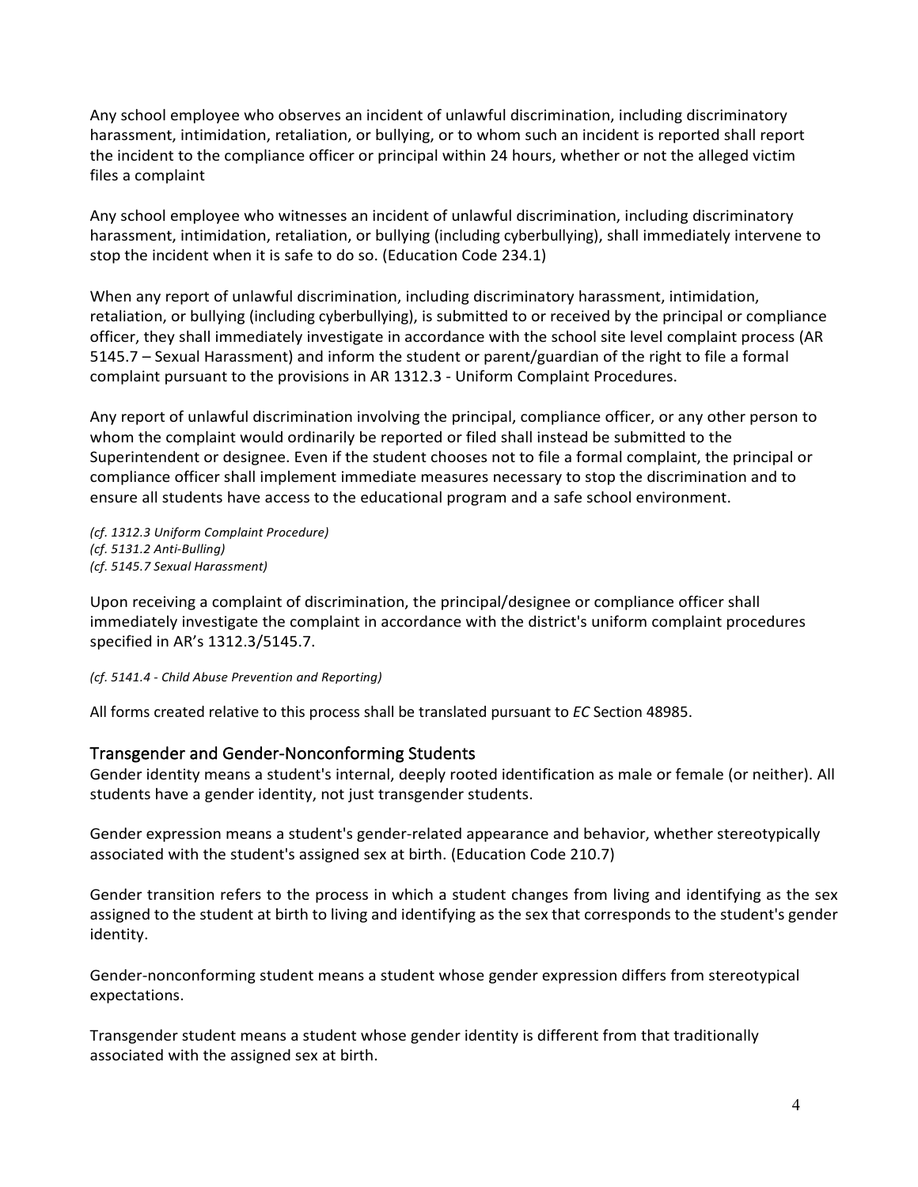Any school employee who observes an incident of unlawful discrimination, including discriminatory harassment, intimidation, retaliation, or bullying, or to whom such an incident is reported shall report the incident to the compliance officer or principal within 24 hours, whether or not the alleged victim files a complaint

Any school employee who witnesses an incident of unlawful discrimination, including discriminatory harassment, intimidation, retaliation, or bullying (including cyberbullying), shall immediately intervene to stop the incident when it is safe to do so. (Education Code 234.1)

When any report of unlawful discrimination, including discriminatory harassment, intimidation, retaliation, or bullying (including cyberbullying), is submitted to or received by the principal or compliance officer, they shall immediately investigate in accordance with the school site level complaint process (AR 5145.7 – Sexual Harassment) and inform the student or parent/guardian of the right to file a formal complaint pursuant to the provisions in AR 1312.3 - Uniform Complaint Procedures.

Any report of unlawful discrimination involving the principal, compliance officer, or any other person to whom the complaint would ordinarily be reported or filed shall instead be submitted to the Superintendent or designee. Even if the student chooses not to file a formal complaint, the principal or compliance officer shall implement immediate measures necessary to stop the discrimination and to ensure all students have access to the educational program and a safe school environment.

*(cf. 1312.3 Uniform Complaint Procedure)*
*(cf. 5131.2 Anti-Bulling)*
*(cf. 5145.7 Sexual Harassment)*

Upon receiving a complaint of discrimination, the principal/designee or compliance officer shall immediately investigate the complaint in accordance with the district's uniform complaint procedures specified in AR's 1312.3/5145.7.

*(cf. 5141.4 - Child Abuse Prevention and Reporting)*

All forms created relative to this process shall be translated pursuant to *EC* Section 48985.

## Transgender and Gender-Nonconforming Students

Gender identity means a student's internal, deeply rooted identification as male or female (or neither). All students have a gender identity, not just transgender students.

Gender expression means a student's gender-related appearance and behavior, whether stereotypically associated with the student's assigned sex at birth. (Education Code 210.7)

Gender transition refers to the process in which a student changes from living and identifying as the sex assigned to the student at birth to living and identifying as the sex that corresponds to the student's gender identity.

Gender-nonconforming student means a student whose gender expression differs from stereotypical expectations.

Transgender student means a student whose gender identity is different from that traditionally associated with the assigned sex at birth.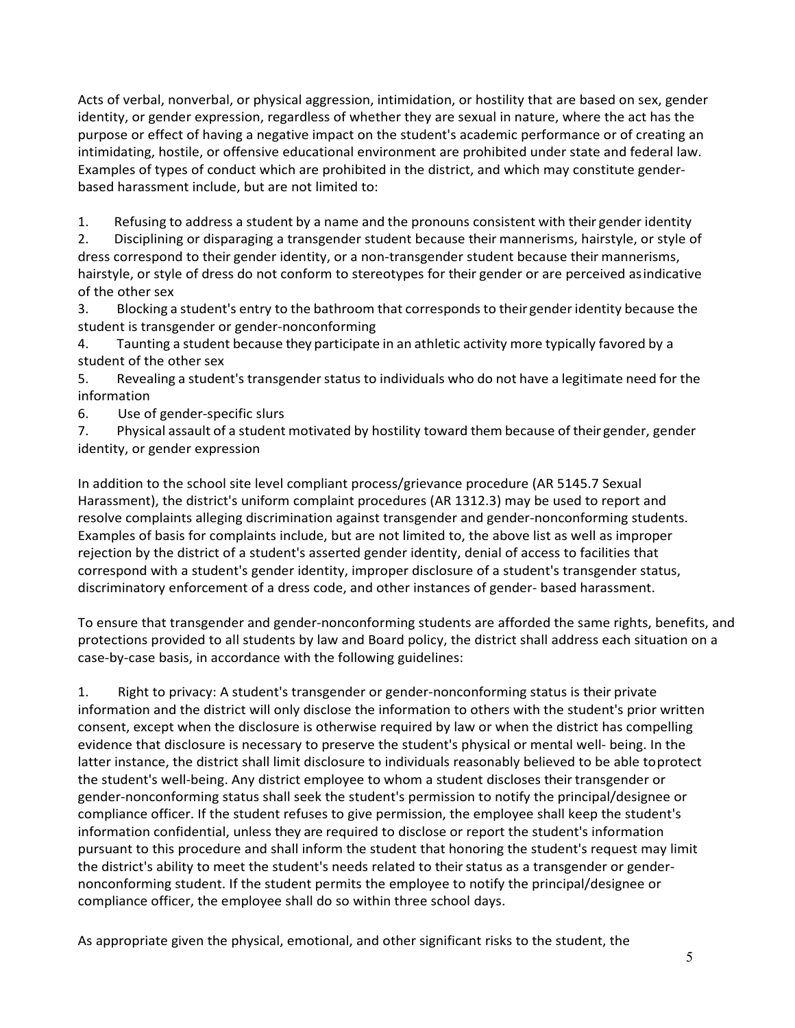Acts of verbal, nonverbal, or physical aggression, intimidation, or hostility that are based on sex, gender identity, or gender expression, regardless of whether they are sexual in nature, where the act has the purpose or effect of having a negative impact on the student's academic performance or of creating an intimidating, hostile, or offensive educational environment are prohibited under state and federal law. Examples of types of conduct which are prohibited in the district, and which may constitute gender-based harassment include, but are not limited to:

1. Refusing to address a student by a name and the pronouns consistent with their gender identity
2. Disciplining or disparaging a transgender student because their mannerisms, hairstyle, or style of dress correspond to their gender identity, or a non-transgender student because their mannerisms, hairstyle, or style of dress do not conform to stereotypes for their gender or are perceived as indicative of the other sex
3. Blocking a student's entry to the bathroom that corresponds to their gender identity because the student is transgender or gender-nonconforming
4. Taunting a student because they participate in an athletic activity more typically favored by a student of the other sex
5. Revealing a student's transgender status to individuals who do not have a legitimate need for the information
6. Use of gender-specific slurs
7. Physical assault of a student motivated by hostility toward them because of their gender, gender identity, or gender expression

In addition to the school site level compliant process/grievance procedure (AR 5145.7 Sexual Harassment), the district's uniform complaint procedures (AR 1312.3) may be used to report and resolve complaints alleging discrimination against transgender and gender-nonconforming students. Examples of basis for complaints include, but are not limited to, the above list as well as improper rejection by the district of a student's asserted gender identity, denial of access to facilities that correspond with a student's gender identity, improper disclosure of a student's transgender status, discriminatory enforcement of a dress code, and other instances of gender- based harassment.

To ensure that transgender and gender-nonconforming students are afforded the same rights, benefits, and protections provided to all students by law and Board policy, the district shall address each situation on a case-by-case basis, in accordance with the following guidelines:

1. Right to privacy: A student's transgender or gender-nonconforming status is their private information and the district will only disclose the information to others with the student's prior written consent, except when the disclosure is otherwise required by law or when the district has compelling evidence that disclosure is necessary to preserve the student's physical or mental well- being. In the latter instance, the district shall limit disclosure to individuals reasonably believed to be able to protect the student's well-being. Any district employee to whom a student discloses their transgender or gender-nonconforming status shall seek the student's permission to notify the principal/designee or compliance officer. If the student refuses to give permission, the employee shall keep the student's information confidential, unless they are required to disclose or report the student's information pursuant to this procedure and shall inform the student that honoring the student's request may limit the district's ability to meet the student's needs related to their status as a transgender or gender-nonconforming student. If the student permits the employee to notify the principal/designee or compliance officer, the employee shall do so within three school days.

As appropriate given the physical, emotional, and other significant risks to the student, the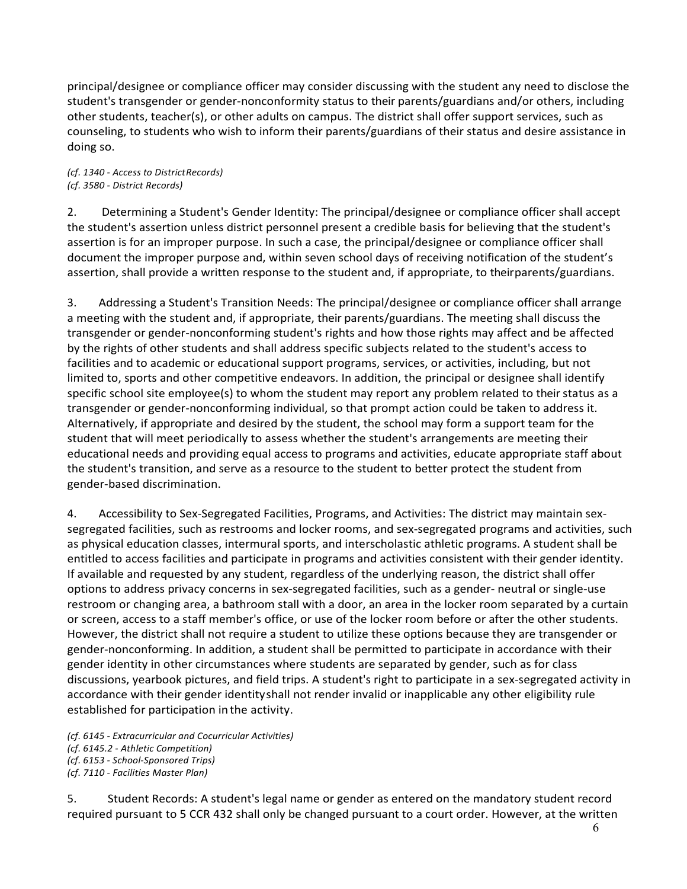principal/designee or compliance officer may consider discussing with the student any need to disclose the student's transgender or gender-nonconformity status to their parents/guardians and/or others, including other students, teacher(s), or other adults on campus. The district shall offer support services, such as counseling, to students who wish to inform their parents/guardians of their status and desire assistance in doing so.

*(cf. 1340 - Access to District Records)*
*(cf. 3580 - District Records)*

2. Determining a Student's Gender Identity: The principal/designee or compliance officer shall accept the student's assertion unless district personnel present a credible basis for believing that the student's assertion is for an improper purpose. In such a case, the principal/designee or compliance officer shall document the improper purpose and, within seven school days of receiving notification of the student's assertion, shall provide a written response to the student and, if appropriate, to their parents/guardians.

3. Addressing a Student's Transition Needs: The principal/designee or compliance officer shall arrange a meeting with the student and, if appropriate, their parents/guardians. The meeting shall discuss the transgender or gender-nonconforming student's rights and how those rights may affect and be affected by the rights of other students and shall address specific subjects related to the student's access to facilities and to academic or educational support programs, services, or activities, including, but not limited to, sports and other competitive endeavors. In addition, the principal or designee shall identify specific school site employee(s) to whom the student may report any problem related to their status as a transgender or gender-nonconforming individual, so that prompt action could be taken to address it. Alternatively, if appropriate and desired by the student, the school may form a support team for the student that will meet periodically to assess whether the student's arrangements are meeting their educational needs and providing equal access to programs and activities, educate appropriate staff about the student's transition, and serve as a resource to the student to better protect the student from gender-based discrimination.

4. Accessibility to Sex-Segregated Facilities, Programs, and Activities: The district may maintain sex-segregated facilities, such as restrooms and locker rooms, and sex-segregated programs and activities, such as physical education classes, intermural sports, and interscholastic athletic programs. A student shall be entitled to access facilities and participate in programs and activities consistent with their gender identity. If available and requested by any student, regardless of the underlying reason, the district shall offer options to address privacy concerns in sex-segregated facilities, such as a gender- neutral or single-use restroom or changing area, a bathroom stall with a door, an area in the locker room separated by a curtain or screen, access to a staff member's office, or use of the locker room before or after the other students. However, the district shall not require a student to utilize these options because they are transgender or gender-nonconforming. In addition, a student shall be permitted to participate in accordance with their gender identity in other circumstances where students are separated by gender, such as for class discussions, yearbook pictures, and field trips. A student's right to participate in a sex-segregated activity in accordance with their gender identity shall not render invalid or inapplicable any other eligibility rule established for participation in the activity.

*(cf. 6145 - Extracurricular and Cocurricular Activities)*
*(cf. 6145.2 - Athletic Competition)*
*(cf. 6153 - School-Sponsored Trips)*
*(cf. 7110 - Facilities Master Plan)*

5. Student Records: A student's legal name or gender as entered on the mandatory student record required pursuant to 5 CCR 432 shall only be changed pursuant to a court order. However, at the written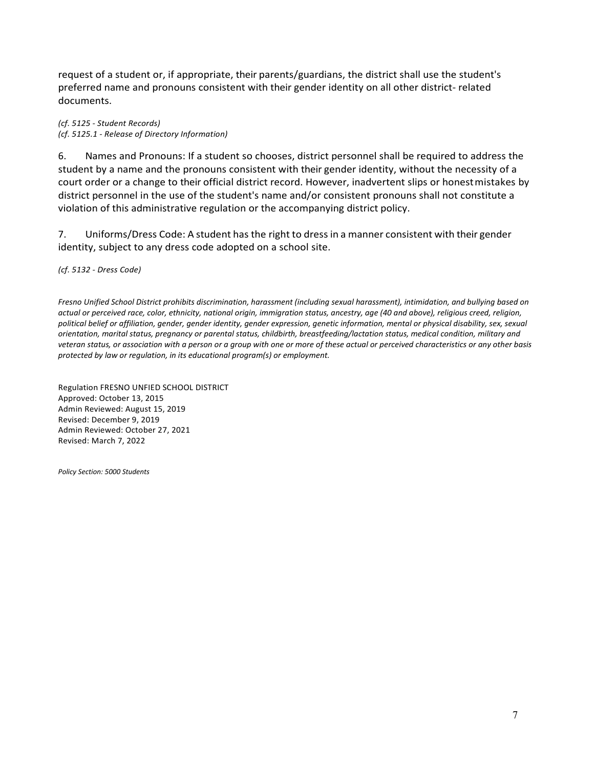request of a student or, if appropriate, their parents/guardians, the district shall use the student's preferred name and pronouns consistent with their gender identity on all other district- related documents.

*(cf. 5125 - Student Records)*
*(cf. 5125.1 - Release of Directory Information)*

6. Names and Pronouns: If a student so chooses, district personnel shall be required to address the student by a name and the pronouns consistent with their gender identity, without the necessity of a court order or a change to their official district record. However, inadvertent slips or honest mistakes by district personnel in the use of the student's name and/or consistent pronouns shall not constitute a violation of this administrative regulation or the accompanying district policy.

7. Uniforms/Dress Code: A student has the right to dress in a manner consistent with their gender identity, subject to any dress code adopted on a school site.

*(cf. 5132 - Dress Code)*

*Fresno Unified School District prohibits discrimination, harassment (including sexual harassment), intimidation, and bullying based on actual or perceived race, color, ethnicity, national origin, immigration status, ancestry, age (40 and above), religious creed, religion, political belief or affiliation, gender, gender identity, gender expression, genetic information, mental or physical disability, sex, sexual orientation, marital status, pregnancy or parental status, childbirth, breastfeeding/lactation status, medical condition, military and veteran status, or association with a person or a group with one or more of these actual or perceived characteristics or any other basis protected by law or regulation, in its educational program(s) or employment.*

Regulation FRESNO UNFIED SCHOOL DISTRICT
Approved: October 13, 2015
Admin Reviewed: August 15, 2019
Revised: December 9, 2019
Admin Reviewed: October 27, 2021
Revised: March 7, 2022

*Policy Section: 5000 Students*